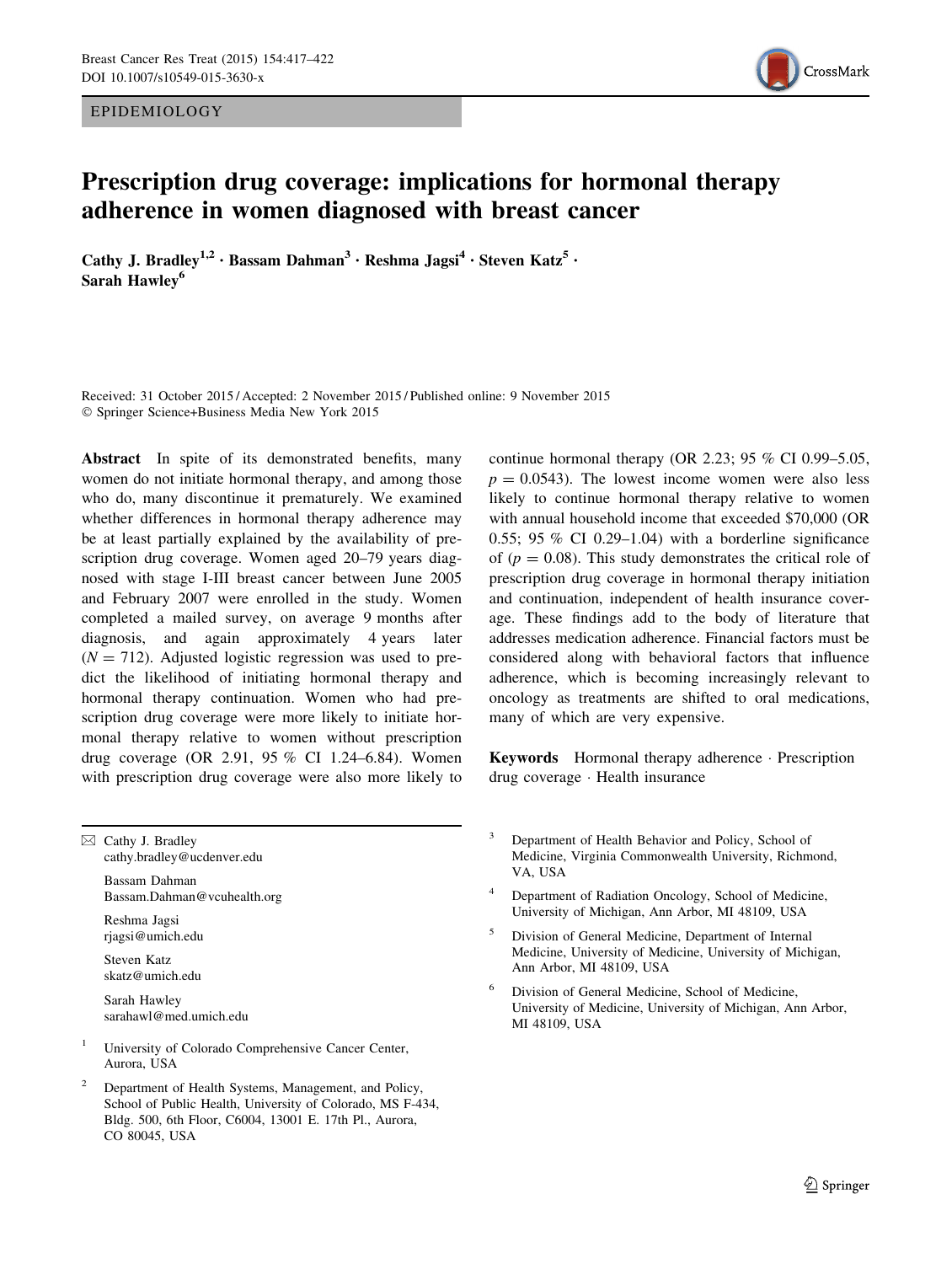EPIDEMIOLOGY

# Prescription drug coverage: implications for hormonal therapy adherence in women diagnosed with breast cancer

**Cathy J. Bradley**[1,2] · **Bassam Dahman**[3] · **Reshma Jagsi**[4] · **Steven Katz**[5] · **Sarah Hawley**[6]

Received: 31 October 2015 / Accepted: 2 November 2015 / Published online: 9 November 2015
© Springer Science+Business Media New York 2015

**Abstract** In spite of its demonstrated benefits, many women do not initiate hormonal therapy, and among those who do, many discontinue it prematurely. We examined whether differences in hormonal therapy adherence may be at least partially explained by the availability of prescription drug coverage. Women aged 20–79 years diagnosed with stage I-III breast cancer between June 2005 and February 2007 were enrolled in the study. Women completed a mailed survey, on average 9 months after diagnosis, and again approximately 4 years later ($N = 712$). Adjusted logistic regression was used to predict the likelihood of initiating hormonal therapy and hormonal therapy continuation. Women who had prescription drug coverage were more likely to initiate hormonal therapy relative to women without prescription drug coverage (OR 2.91, 95 % CI 1.24–6.84). Women with prescription drug coverage were also more likely to continue hormonal therapy (OR 2.23; 95 % CI 0.99–5.05, $p = 0.0543$). The lowest income women were also less likely to continue hormonal therapy relative to women with annual household income that exceeded $70,000 (OR 0.55; 95 % CI 0.29–1.04) with a borderline significance of ($p = 0.08$). This study demonstrates the critical role of prescription drug coverage in hormonal therapy initiation and continuation, independent of health insurance coverage. These findings add to the body of literature that addresses medication adherence. Financial factors must be considered along with behavioral factors that influence adherence, which is becoming increasingly relevant to oncology as treatments are shifted to oral medications, many of which are very expensive.

**Keywords** Hormonal therapy adherence · Prescription drug coverage · Health insurance

✉ Cathy J. Bradley
cathy.bradley@ucdenver.edu

Bassam Dahman
Bassam.Dahman@vcuhealth.org

Reshma Jagsi
rjagsi@umich.edu

Steven Katz
skatz@umich.edu

Sarah Hawley
sarahawl@med.umich.edu

[1] University of Colorado Comprehensive Cancer Center, Aurora, USA

[2] Department of Health Systems, Management, and Policy, School of Public Health, University of Colorado, MS F-434, Bldg. 500, 6th Floor, C6004, 13001 E. 17th Pl., Aurora, CO 80045, USA

[3] Department of Health Behavior and Policy, School of Medicine, Virginia Commonwealth University, Richmond, VA, USA

[4] Department of Radiation Oncology, School of Medicine, University of Michigan, Ann Arbor, MI 48109, USA

[5] Division of General Medicine, Department of Internal Medicine, University of Medicine, University of Michigan, Ann Arbor, MI 48109, USA

[6] Division of General Medicine, School of Medicine, University of Medicine, University of Michigan, Ann Arbor, MI 48109, USA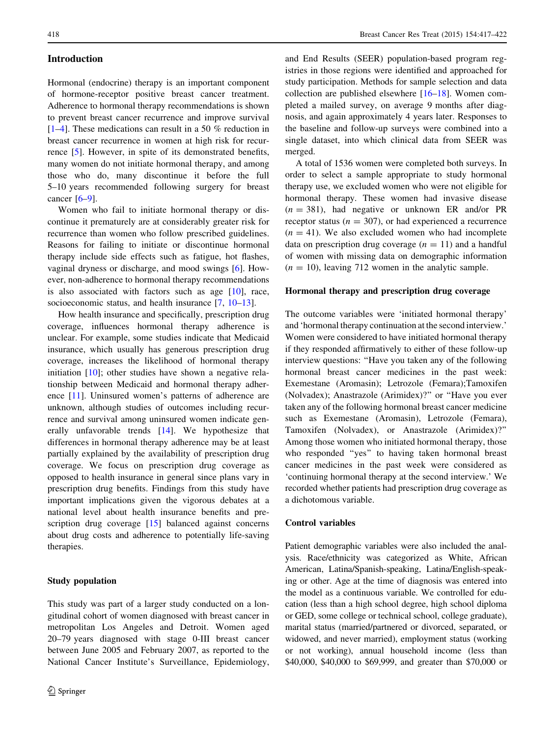## Introduction

Hormonal (endocrine) therapy is an important component of hormone-receptor positive breast cancer treatment. Adherence to hormonal therapy recommendations is shown to prevent breast cancer recurrence and improve survival [1–4]. These medications can result in a 50 % reduction in breast cancer recurrence in women at high risk for recurrence [5]. However, in spite of its demonstrated benefits, many women do not initiate hormonal therapy, and among those who do, many discontinue it before the full 5–10 years recommended following surgery for breast cancer [6–9].

Women who fail to initiate hormonal therapy or discontinue it prematurely are at considerably greater risk for recurrence than women who follow prescribed guidelines. Reasons for failing to initiate or discontinue hormonal therapy include side effects such as fatigue, hot flashes, vaginal dryness or discharge, and mood swings [6]. However, non-adherence to hormonal therapy recommendations is also associated with factors such as age [10], race, socioeconomic status, and health insurance [7, 10–13].

How health insurance and specifically, prescription drug coverage, influences hormonal therapy adherence is unclear. For example, some studies indicate that Medicaid insurance, which usually has generous prescription drug coverage, increases the likelihood of hormonal therapy initiation [10]; other studies have shown a negative relationship between Medicaid and hormonal therapy adherence [11]. Uninsured women's patterns of adherence are unknown, although studies of outcomes including recurrence and survival among uninsured women indicate generally unfavorable trends [14]. We hypothesize that differences in hormonal therapy adherence may be at least partially explained by the availability of prescription drug coverage. We focus on prescription drug coverage as opposed to health insurance in general since plans vary in prescription drug benefits. Findings from this study have important implications given the vigorous debates at a national level about health insurance benefits and prescription drug coverage [15] balanced against concerns about drug costs and adherence to potentially life-saving therapies.

### Study population

This study was part of a larger study conducted on a longitudinal cohort of women diagnosed with breast cancer in metropolitan Los Angeles and Detroit. Women aged 20–79 years diagnosed with stage 0-III breast cancer between June 2005 and February 2007, as reported to the National Cancer Institute's Surveillance, Epidemiology, and End Results (SEER) population-based program registries in those regions were identified and approached for study participation. Methods for sample selection and data collection are published elsewhere [16–18]. Women completed a mailed survey, on average 9 months after diagnosis, and again approximately 4 years later. Responses to the baseline and follow-up surveys were combined into a single dataset, into which clinical data from SEER was merged.

A total of 1536 women were completed both surveys. In order to select a sample appropriate to study hormonal therapy use, we excluded women who were not eligible for hormonal therapy. These women had invasive disease ($n = 381$), had negative or unknown ER and/or PR receptor status ($n = 307$), or had experienced a recurrence ($n = 41$). We also excluded women who had incomplete data on prescription drug coverage ($n = 11$) and a handful of women with missing data on demographic information ($n = 10$), leaving 712 women in the analytic sample.

### Hormonal therapy and prescription drug coverage

The outcome variables were 'initiated hormonal therapy' and 'hormonal therapy continuation at the second interview.' Women were considered to have initiated hormonal therapy if they responded affirmatively to either of these follow-up interview questions: "Have you taken any of the following hormonal breast cancer medicines in the past week: Exemestane (Aromasin); Letrozole (Femara);Tamoxifen (Nolvadex); Anastrazole (Arimidex)?" or "Have you ever taken any of the following hormonal breast cancer medicine such as Exemestane (Aromasin), Letrozole (Femara), Tamoxifen (Nolvadex), or Anastrazole (Arimidex)?" Among those women who initiated hormonal therapy, those who responded "yes" to having taken hormonal breast cancer medicines in the past week were considered as 'continuing hormonal therapy at the second interview.' We recorded whether patients had prescription drug coverage as a dichotomous variable.

### Control variables

Patient demographic variables were also included the analysis. Race/ethnicity was categorized as White, African American, Latina/Spanish-speaking, Latina/English-speaking or other. Age at the time of diagnosis was entered into the model as a continuous variable. We controlled for education (less than a high school degree, high school diploma or GED, some college or technical school, college graduate), marital status (married/partnered or divorced, separated, or widowed, and never married), employment status (working or not working), annual household income (less than $40,000, $40,000 to $69,999, and greater than $70,000 or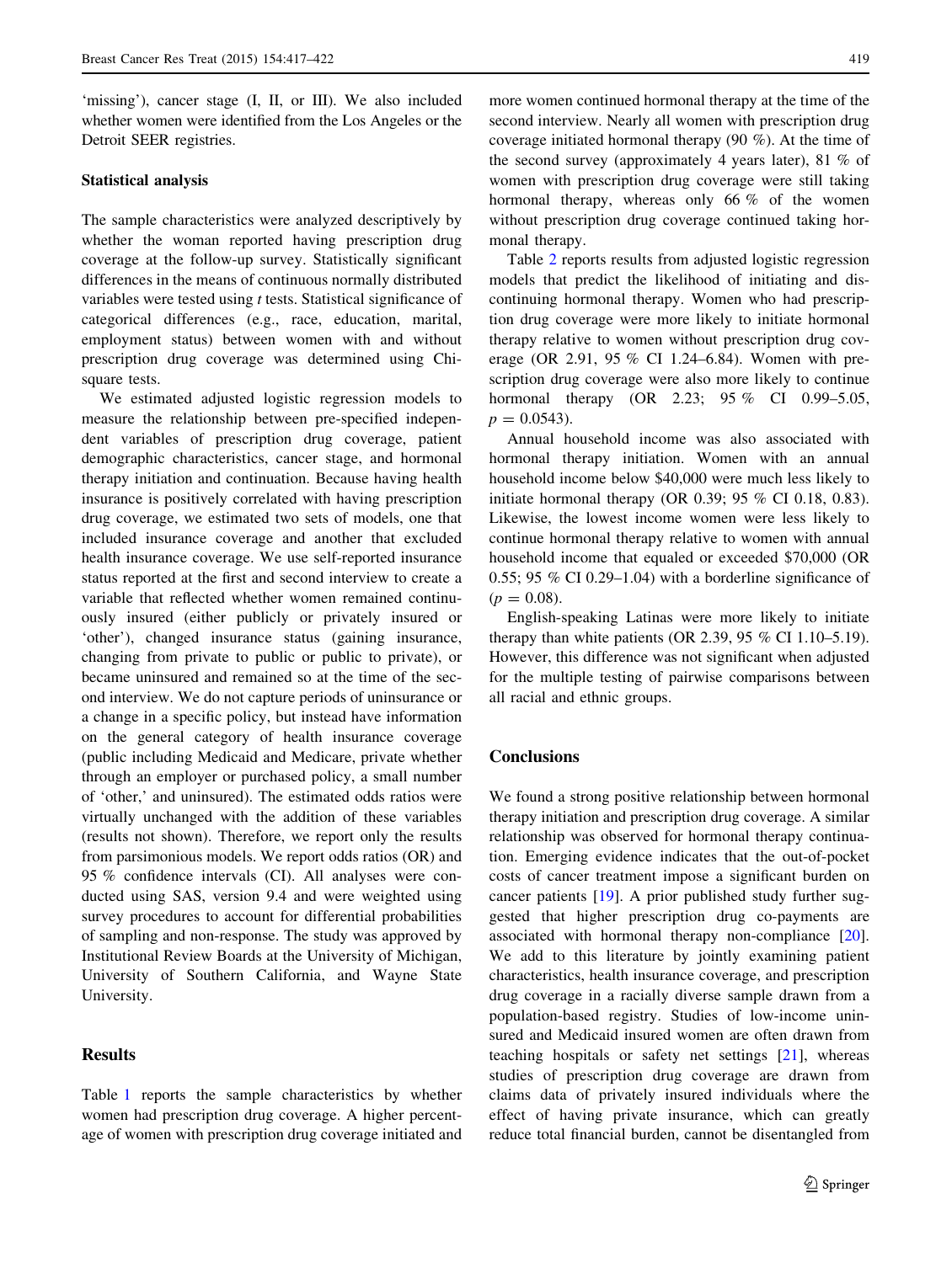'missing'), cancer stage (I, II, or III). We also included whether women were identified from the Los Angeles or the Detroit SEER registries.

### Statistical analysis

The sample characteristics were analyzed descriptively by whether the woman reported having prescription drug coverage at the follow-up survey. Statistically significant differences in the means of continuous normally distributed variables were tested using *t* tests. Statistical significance of categorical differences (e.g., race, education, marital, employment status) between women with and without prescription drug coverage was determined using Chi-square tests.

We estimated adjusted logistic regression models to measure the relationship between pre-specified independent variables of prescription drug coverage, patient demographic characteristics, cancer stage, and hormonal therapy initiation and continuation. Because having health insurance is positively correlated with having prescription drug coverage, we estimated two sets of models, one that included insurance coverage and another that excluded health insurance coverage. We use self-reported insurance status reported at the first and second interview to create a variable that reflected whether women remained continuously insured (either publicly or privately insured or 'other'), changed insurance status (gaining insurance, changing from private to public or public to private), or became uninsured and remained so at the time of the second interview. We do not capture periods of uninsurance or a change in a specific policy, but instead have information on the general category of health insurance coverage (public including Medicaid and Medicare, private whether through an employer or purchased policy, a small number of 'other,' and uninsured). The estimated odds ratios were virtually unchanged with the addition of these variables (results not shown). Therefore, we report only the results from parsimonious models. We report odds ratios (OR) and 95 % confidence intervals (CI). All analyses were conducted using SAS, version 9.4 and were weighted using survey procedures to account for differential probabilities of sampling and non-response. The study was approved by Institutional Review Boards at the University of Michigan, University of Southern California, and Wayne State University.

## Results

Table 1 reports the sample characteristics by whether women had prescription drug coverage. A higher percentage of women with prescription drug coverage initiated and more women continued hormonal therapy at the time of the second interview. Nearly all women with prescription drug coverage initiated hormonal therapy (90 %). At the time of the second survey (approximately 4 years later), 81 % of women with prescription drug coverage were still taking hormonal therapy, whereas only 66 % of the women without prescription drug coverage continued taking hormonal therapy.

Table 2 reports results from adjusted logistic regression models that predict the likelihood of initiating and discontinuing hormonal therapy. Women who had prescription drug coverage were more likely to initiate hormonal therapy relative to women without prescription drug coverage (OR 2.91, 95 % CI 1.24–6.84). Women with prescription drug coverage were also more likely to continue hormonal therapy (OR 2.23; 95 % CI 0.99–5.05, $p = 0.0543$).

Annual household income was also associated with hormonal therapy initiation. Women with an annual household income below $40,000 were much less likely to initiate hormonal therapy (OR 0.39; 95 % CI 0.18, 0.83). Likewise, the lowest income women were less likely to continue hormonal therapy relative to women with annual household income that equaled or exceeded $70,000 (OR 0.55; 95 % CI 0.29–1.04) with a borderline significance of ($p = 0.08$).

English-speaking Latinas were more likely to initiate therapy than white patients (OR 2.39, 95 % CI 1.10–5.19). However, this difference was not significant when adjusted for the multiple testing of pairwise comparisons between all racial and ethnic groups.

## Conclusions

We found a strong positive relationship between hormonal therapy initiation and prescription drug coverage. A similar relationship was observed for hormonal therapy continuation. Emerging evidence indicates that the out-of-pocket costs of cancer treatment impose a significant burden on cancer patients [19]. A prior published study further suggested that higher prescription drug co-payments are associated with hormonal therapy non-compliance [20]. We add to this literature by jointly examining patient characteristics, health insurance coverage, and prescription drug coverage in a racially diverse sample drawn from a population-based registry. Studies of low-income uninsured and Medicaid insured women are often drawn from teaching hospitals or safety net settings [21], whereas studies of prescription drug coverage are drawn from claims data of privately insured individuals where the effect of having private insurance, which can greatly reduce total financial burden, cannot be disentangled from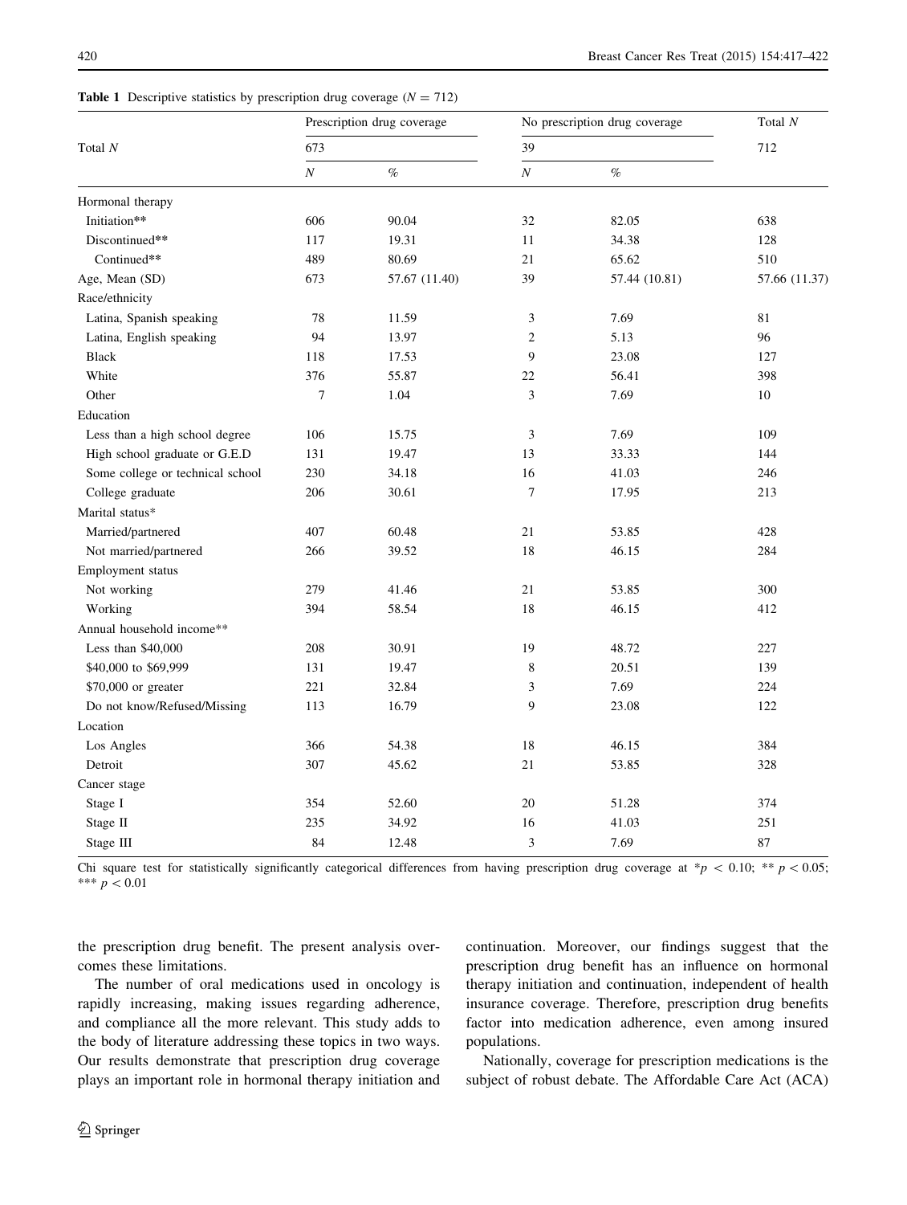**Table 1** Descriptive statistics by prescription drug coverage ($N = 712$)

| Total *N* | Prescription drug coverage | | No prescription drug coverage | | Total *N* |
|---|---|---|---|---|---|
| | 673 | | 39 | | 712 |
| | *N* | % | *N* | % | |
| Hormonal therapy | | | | | |
| Initiation** | 606 | 90.04 | 32 | 82.05 | 638 |
| Discontinued** | 117 | 19.31 | 11 | 34.38 | 128 |
| Continued** | 489 | 80.69 | 21 | 65.62 | 510 |
| Age, Mean (SD) | 673 | 57.67 (11.40) | 39 | 57.44 (10.81) | 57.66 (11.37) |
| Race/ethnicity | | | | | |
| Latina, Spanish speaking | 78 | 11.59 | 3 | 7.69 | 81 |
| Latina, English speaking | 94 | 13.97 | 2 | 5.13 | 96 |
| Black | 118 | 17.53 | 9 | 23.08 | 127 |
| White | 376 | 55.87 | 22 | 56.41 | 398 |
| Other | 7 | 1.04 | 3 | 7.69 | 10 |
| Education | | | | | |
| Less than a high school degree | 106 | 15.75 | 3 | 7.69 | 109 |
| High school graduate or G.E.D | 131 | 19.47 | 13 | 33.33 | 144 |
| Some college or technical school | 230 | 34.18 | 16 | 41.03 | 246 |
| College graduate | 206 | 30.61 | 7 | 17.95 | 213 |
| Marital status* | | | | | |
| Married/partnered | 407 | 60.48 | 21 | 53.85 | 428 |
| Not married/partnered | 266 | 39.52 | 18 | 46.15 | 284 |
| Employment status | | | | | |
| Not working | 279 | 41.46 | 21 | 53.85 | 300 |
| Working | 394 | 58.54 | 18 | 46.15 | 412 |
| Annual household income** | | | | | |
| Less than $40,000 | 208 | 30.91 | 19 | 48.72 | 227 |
| $40,000 to $69,999 | 131 | 19.47 | 8 | 20.51 | 139 |
| $70,000 or greater | 221 | 32.84 | 3 | 7.69 | 224 |
| Do not know/Refused/Missing | 113 | 16.79 | 9 | 23.08 | 122 |
| Location | | | | | |
| Los Angles | 366 | 54.38 | 18 | 46.15 | 384 |
| Detroit | 307 | 45.62 | 21 | 53.85 | 328 |
| Cancer stage | | | | | |
| Stage I | 354 | 52.60 | 20 | 51.28 | 374 |
| Stage II | 235 | 34.92 | 16 | 41.03 | 251 |
| Stage III | 84 | 12.48 | 3 | 7.69 | 87 |

Chi square test for statistically significantly categorical differences from having prescription drug coverage at * $p < 0.10$; ** $p < 0.05$; *** $p < 0.01$

the prescription drug benefit. The present analysis overcomes these limitations.

The number of oral medications used in oncology is rapidly increasing, making issues regarding adherence, and compliance all the more relevant. This study adds to the body of literature addressing these topics in two ways. Our results demonstrate that prescription drug coverage plays an important role in hormonal therapy initiation and continuation. Moreover, our findings suggest that the prescription drug benefit has an influence on hormonal therapy initiation and continuation, independent of health insurance coverage. Therefore, prescription drug benefits factor into medication adherence, even among insured populations.

Nationally, coverage for prescription medications is the subject of robust debate. The Affordable Care Act (ACA)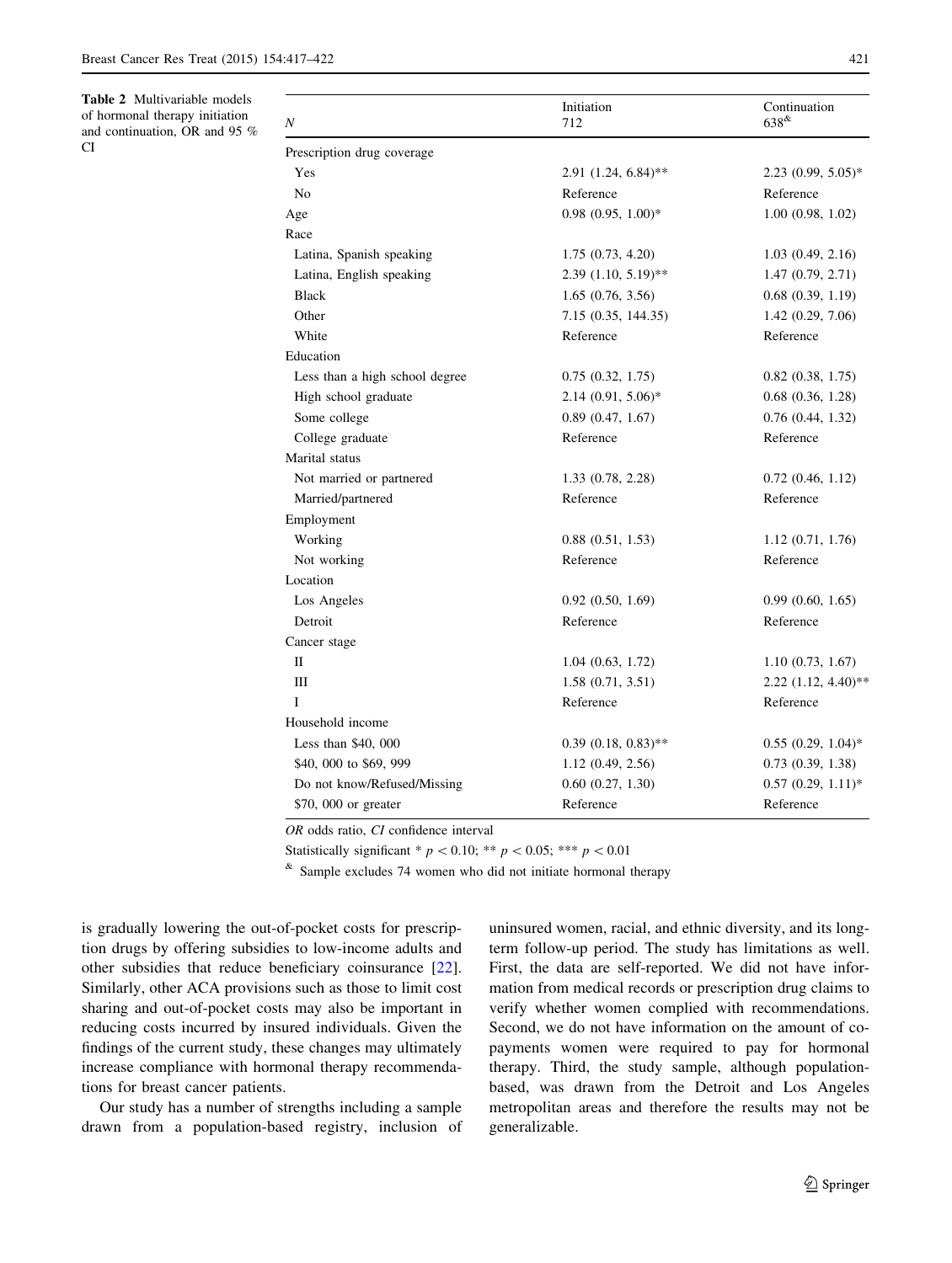**Table 2** Multivariable models of hormonal therapy initiation and continuation, OR and 95 % CI

| N | Initiation 712 | Continuation 638[&] |
|---|---|---|
| Prescription drug coverage | | |
| Yes | 2.91 (1.24, 6.84)** | 2.23 (0.99, 5.05)* |
| No | Reference | Reference |
| Age | 0.98 (0.95, 1.00)* | 1.00 (0.98, 1.02) |
| Race | | |
| Latina, Spanish speaking | 1.75 (0.73, 4.20) | 1.03 (0.49, 2.16) |
| Latina, English speaking | 2.39 (1.10, 5.19)** | 1.47 (0.79, 2.71) |
| Black | 1.65 (0.76, 3.56) | 0.68 (0.39, 1.19) |
| Other | 7.15 (0.35, 144.35) | 1.42 (0.29, 7.06) |
| White | Reference | Reference |
| Education | | |
| Less than a high school degree | 0.75 (0.32, 1.75) | 0.82 (0.38, 1.75) |
| High school graduate | 2.14 (0.91, 5.06)* | 0.68 (0.36, 1.28) |
| Some college | 0.89 (0.47, 1.67) | 0.76 (0.44, 1.32) |
| College graduate | Reference | Reference |
| Marital status | | |
| Not married or partnered | 1.33 (0.78, 2.28) | 0.72 (0.46, 1.12) |
| Married/partnered | Reference | Reference |
| Employment | | |
| Working | 0.88 (0.51, 1.53) | 1.12 (0.71, 1.76) |
| Not working | Reference | Reference |
| Location | | |
| Los Angeles | 0.92 (0.50, 1.69) | 0.99 (0.60, 1.65) |
| Detroit | Reference | Reference |
| Cancer stage | | |
| II | 1.04 (0.63, 1.72) | 1.10 (0.73, 1.67) |
| III | 1.58 (0.71, 3.51) | 2.22 (1.12, 4.40)** |
| I | Reference | Reference |
| Household income | | |
| Less than $40, 000 | 0.39 (0.18, 0.83)** | 0.55 (0.29, 1.04)* |
| $40, 000 to $69, 999 | 1.12 (0.49, 2.56) | 0.73 (0.39, 1.38) |
| Do not know/Refused/Missing | 0.60 (0.27, 1.30) | 0.57 (0.29, 1.11)* |
| $70, 000 or greater | Reference | Reference |

*OR* odds ratio, *CI* confidence interval

Statistically significant * $p < 0.10$; ** $p < 0.05$; *** $p < 0.01$

[&] Sample excludes 74 women who did not initiate hormonal therapy

is gradually lowering the out-of-pocket costs for prescription drugs by offering subsidies to low-income adults and other subsidies that reduce beneficiary coinsurance [22]. Similarly, other ACA provisions such as those to limit cost sharing and out-of-pocket costs may also be important in reducing costs incurred by insured individuals. Given the findings of the current study, these changes may ultimately increase compliance with hormonal therapy recommendations for breast cancer patients.

Our study has a number of strengths including a sample drawn from a population-based registry, inclusion of uninsured women, racial, and ethnic diversity, and its long-term follow-up period. The study has limitations as well. First, the data are self-reported. We did not have information from medical records or prescription drug claims to verify whether women complied with recommendations. Second, we do not have information on the amount of co-payments women were required to pay for hormonal therapy. Third, the study sample, although population-based, was drawn from the Detroit and Los Angeles metropolitan areas and therefore the results may not be generalizable.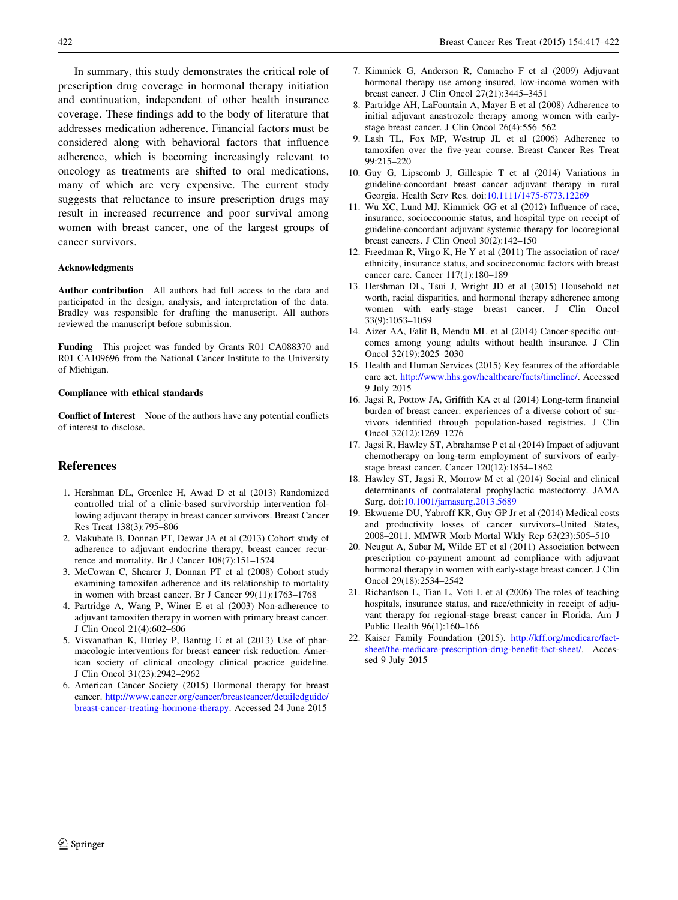In summary, this study demonstrates the critical role of prescription drug coverage in hormonal therapy initiation and continuation, independent of other health insurance coverage. These findings add to the body of literature that addresses medication adherence. Financial factors must be considered along with behavioral factors that influence adherence, which is becoming increasingly relevant to oncology as treatments are shifted to oral medications, many of which are very expensive. The current study suggests that reluctance to insure prescription drugs may result in increased recurrence and poor survival among women with breast cancer, one of the largest groups of cancer survivors.

#### Acknowledgments

**Author contribution** All authors had full access to the data and participated in the design, analysis, and interpretation of the data. Bradley was responsible for drafting the manuscript. All authors reviewed the manuscript before submission.

**Funding** This project was funded by Grants R01 CA088370 and R01 CA109696 from the National Cancer Institute to the University of Michigan.

#### Compliance with ethical standards

**Conflict of Interest** None of the authors have any potential conflicts of interest to disclose.

## References

1. Hershman DL, Greenlee H, Awad D et al (2013) Randomized controlled trial of a clinic-based survivorship intervention following adjuvant therapy in breast cancer survivors. Breast Cancer Res Treat 138(3):795–806
2. Makubate B, Donnan PT, Dewar JA et al (2013) Cohort study of adherence to adjuvant endocrine therapy, breast cancer recurrence and mortality. Br J Cancer 108(7):151–1524
3. McCowan C, Shearer J, Donnan PT et al (2008) Cohort study examining tamoxifen adherence and its relationship to mortality in women with breast cancer. Br J Cancer 99(11):1763–1768
4. Partridge A, Wang P, Winer E et al (2003) Non-adherence to adjuvant tamoxifen therapy in women with primary breast cancer. J Clin Oncol 21(4):602–606
5. Visvanathan K, Hurley P, Bantug E et al (2013) Use of pharmacologic interventions for breast **cancer** risk reduction: American society of clinical oncology clinical practice guideline. J Clin Oncol 31(23):2942–2962
6. American Cancer Society (2015) Hormonal therapy for breast cancer. http://www.cancer.org/cancer/breastcancer/detailedguide/breast-cancer-treating-hormone-therapy. Accessed 24 June 2015
7. Kimmick G, Anderson R, Camacho F et al (2009) Adjuvant hormonal therapy use among insured, low-income women with breast cancer. J Clin Oncol 27(21):3445–3451
8. Partridge AH, LaFountain A, Mayer E et al (2008) Adherence to initial adjuvant anastrozole therapy among women with early-stage breast cancer. J Clin Oncol 26(4):556–562
9. Lash TL, Fox MP, Westrup JL et al (2006) Adherence to tamoxifen over the five-year course. Breast Cancer Res Treat 99:215–220
10. Guy G, Lipscomb J, Gillespie T et al (2014) Variations in guideline-concordant breast cancer adjuvant therapy in rural Georgia. Health Serv Res. doi:10.1111/1475-6773.12269
11. Wu XC, Lund MJ, Kimmick GG et al (2012) Influence of race, insurance, socioeconomic status, and hospital type on receipt of guideline-concordant adjuvant systemic therapy for locoregional breast cancers. J Clin Oncol 30(2):142–150
12. Freedman R, Virgo K, He Y et al (2011) The association of race/ethnicity, insurance status, and socioeconomic factors with breast cancer care. Cancer 117(1):180–189
13. Hershman DL, Tsui J, Wright JD et al (2015) Household net worth, racial disparities, and hormonal therapy adherence among women with early-stage breast cancer. J Clin Oncol 33(9):1053–1059
14. Aizer AA, Falit B, Mendu ML et al (2014) Cancer-specific outcomes among young adults without health insurance. J Clin Oncol 32(19):2025–2030
15. Health and Human Services (2015) Key features of the affordable care act. http://www.hhs.gov/healthcare/facts/timeline/. Accessed 9 July 2015
16. Jagsi R, Pottow JA, Griffith KA et al (2014) Long-term financial burden of breast cancer: experiences of a diverse cohort of survivors identified through population-based registries. J Clin Oncol 32(12):1269–1276
17. Jagsi R, Hawley ST, Abrahamse P et al (2014) Impact of adjuvant chemotherapy on long-term employment of survivors of early-stage breast cancer. Cancer 120(12):1854–1862
18. Hawley ST, Jagsi R, Morrow M et al (2014) Social and clinical determinants of contralateral prophylactic mastectomy. JAMA Surg. doi:10.1001/jamasurg.2013.5689
19. Ekwueme DU, Yabroff KR, Guy GP Jr et al (2014) Medical costs and productivity losses of cancer survivors–United States, 2008–2011. MMWR Morb Mortal Wkly Rep 63(23):505–510
20. Neugut A, Subar M, Wilde ET et al (2011) Association between prescription co-payment amount ad compliance with adjuvant hormonal therapy in women with early-stage breast cancer. J Clin Oncol 29(18):2534–2542
21. Richardson L, Tian L, Voti L et al (2006) The roles of teaching hospitals, insurance status, and race/ethnicity in receipt of adjuvant therapy for regional-stage breast cancer in Florida. Am J Public Health 96(1):160–166
22. Kaiser Family Foundation (2015). http://kff.org/medicare/fact-sheet/the-medicare-prescription-drug-benefit-fact-sheet/. Accessed 9 July 2015